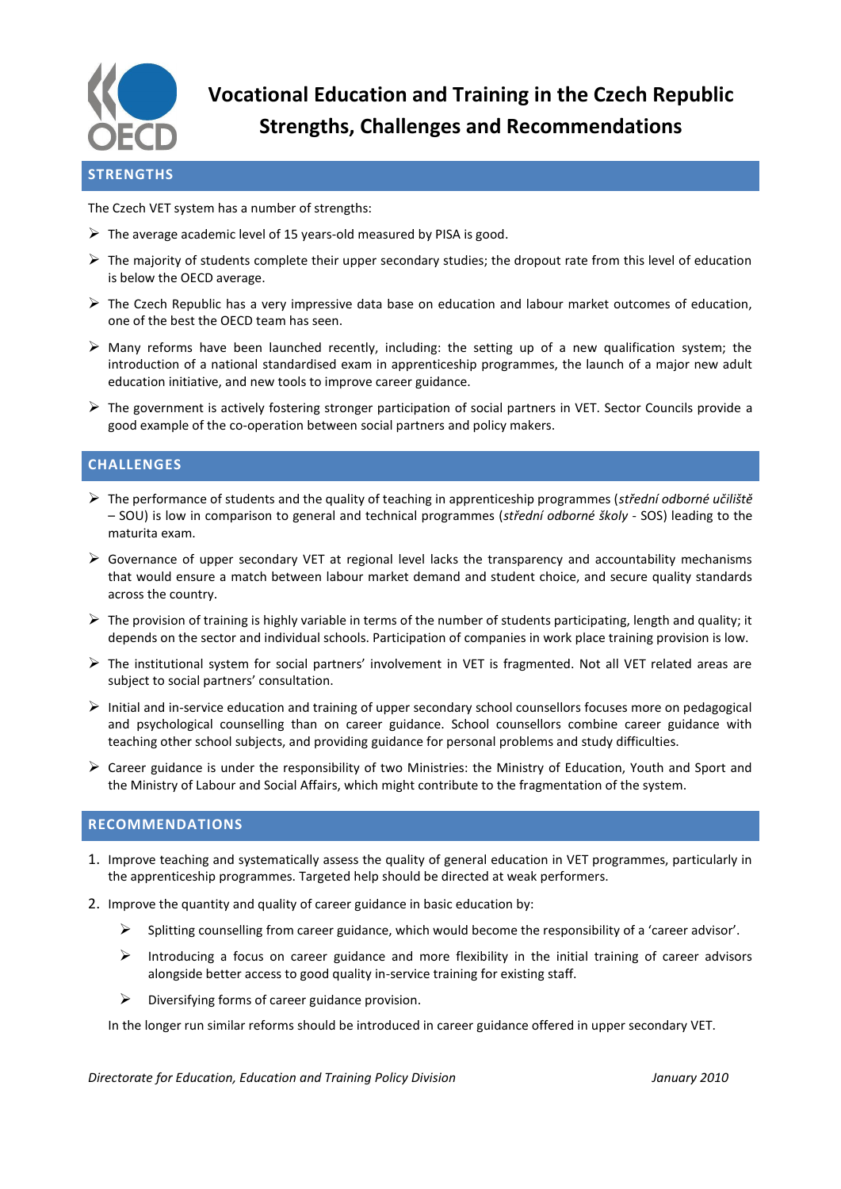# Vocational Education and Training in the Czech Republic
# Strengths, Challenges and Recommendations

## STRENGTHS

The Czech VET system has a number of strengths:

- The average academic level of 15 years-old measured by PISA is good.
- The majority of students complete their upper secondary studies; the dropout rate from this level of education is below the OECD average.
- The Czech Republic has a very impressive data base on education and labour market outcomes of education, one of the best the OECD team has seen.
- Many reforms have been launched recently, including: the setting up of a new qualification system; the introduction of a national standardised exam in apprenticeship programmes, the launch of a major new adult education initiative, and new tools to improve career guidance.
- The government is actively fostering stronger participation of social partners in VET. Sector Councils provide a good example of the co-operation between social partners and policy makers.

## CHALLENGES

- The performance of students and the quality of teaching in apprenticeship programmes (*střední odborné učiliště* – SOU) is low in comparison to general and technical programmes (*střední odborné školy* - SOS) leading to the maturita exam.
- Governance of upper secondary VET at regional level lacks the transparency and accountability mechanisms that would ensure a match between labour market demand and student choice, and secure quality standards across the country.
- The provision of training is highly variable in terms of the number of students participating, length and quality; it depends on the sector and individual schools. Participation of companies in work place training provision is low.
- The institutional system for social partners' involvement in VET is fragmented. Not all VET related areas are subject to social partners' consultation.
- Initial and in-service education and training of upper secondary school counsellors focuses more on pedagogical and psychological counselling than on career guidance. School counsellors combine career guidance with teaching other school subjects, and providing guidance for personal problems and study difficulties.
- Career guidance is under the responsibility of two Ministries: the Ministry of Education, Youth and Sport and the Ministry of Labour and Social Affairs, which might contribute to the fragmentation of the system.

## RECOMMENDATIONS

1. Improve teaching and systematically assess the quality of general education in VET programmes, particularly in the apprenticeship programmes. Targeted help should be directed at weak performers.
2. Improve the quantity and quality of career guidance in basic education by:
   - Splitting counselling from career guidance, which would become the responsibility of a 'career advisor'.
   - Introducing a focus on career guidance and more flexibility in the initial training of career advisors alongside better access to good quality in-service training for existing staff.
   - Diversifying forms of career guidance provision.

   In the longer run similar reforms should be introduced in career guidance offered in upper secondary VET.

*Directorate for Education, Education and Training Policy Division* *January 2010*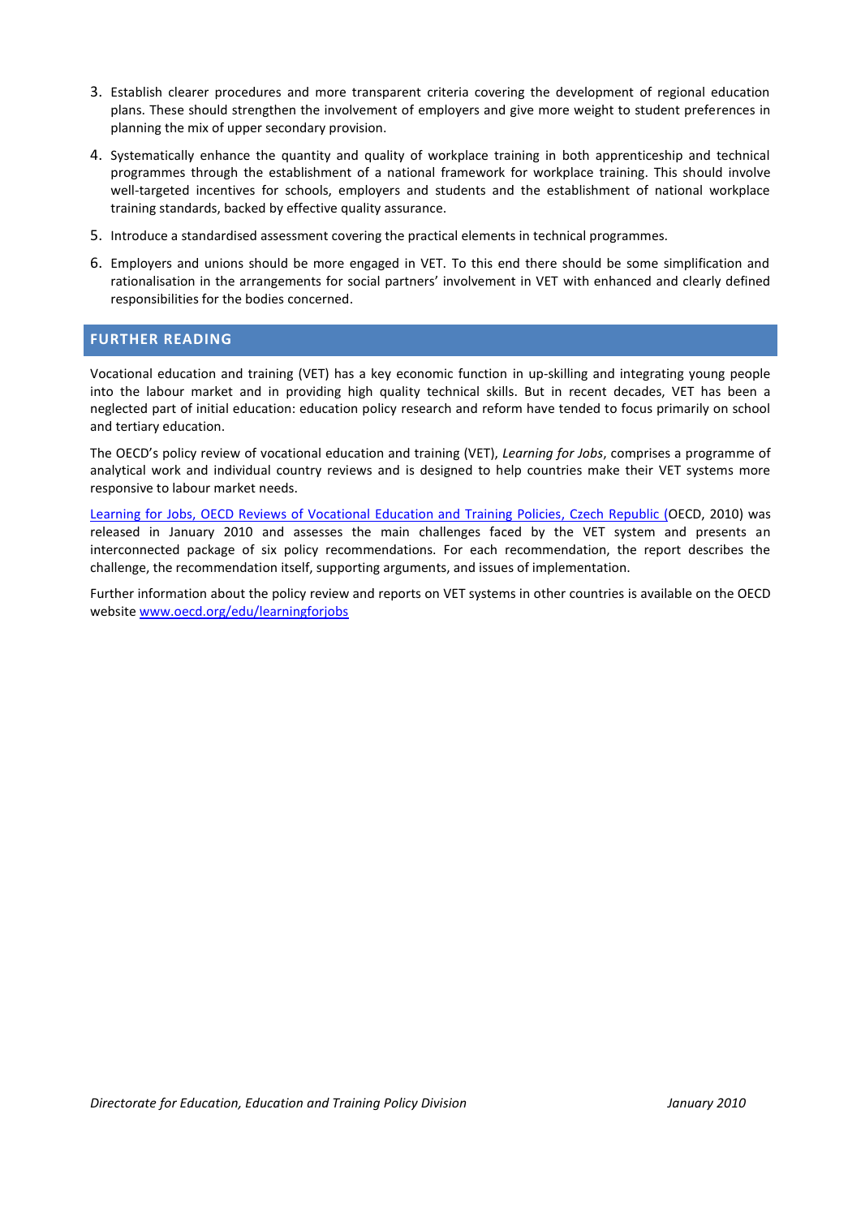3. Establish clearer procedures and more transparent criteria covering the development of regional education plans. These should strengthen the involvement of employers and give more weight to student preferences in planning the mix of upper secondary provision.
4. Systematically enhance the quantity and quality of workplace training in both apprenticeship and technical programmes through the establishment of a national framework for workplace training. This should involve well-targeted incentives for schools, employers and students and the establishment of national workplace training standards, backed by effective quality assurance.
5. Introduce a standardised assessment covering the practical elements in technical programmes.
6. Employers and unions should be more engaged in VET. To this end there should be some simplification and rationalisation in the arrangements for social partners' involvement in VET with enhanced and clearly defined responsibilities for the bodies concerned.

## FURTHER READING

Vocational education and training (VET) has a key economic function in up-skilling and integrating young people into the labour market and in providing high quality technical skills. But in recent decades, VET has been a neglected part of initial education: education policy research and reform have tended to focus primarily on school and tertiary education.

The OECD's policy review of vocational education and training (VET), *Learning for Jobs*, comprises a programme of analytical work and individual country reviews and is designed to help countries make their VET systems more responsive to labour market needs.

Learning for Jobs, OECD Reviews of Vocational Education and Training Policies, Czech Republic (OECD, 2010) was released in January 2010 and assesses the main challenges faced by the VET system and presents an interconnected package of six policy recommendations. For each recommendation, the report describes the challenge, the recommendation itself, supporting arguments, and issues of implementation.

Further information about the policy review and reports on VET systems in other countries is available on the OECD website www.oecd.org/edu/learningforjobs

*Directorate for Education, Education and Training Policy Division* *January 2010*